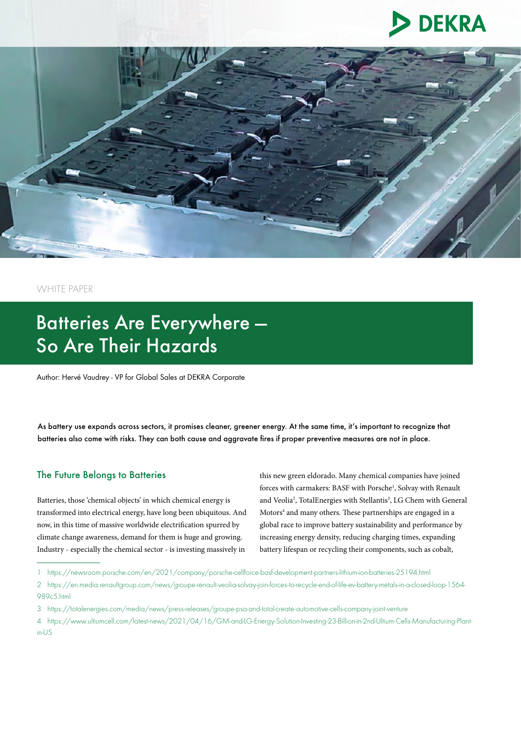WHITE PAPER

# Batteries Are Everywhere – So Are Their Hazards

Author: Hervé Vaudrey - VP for Global Sales at DEKRA Corporate

**As battery use expands across sectors, it promises cleaner, greener energy. At the same time, it's important to recognize that batteries also come with risks. They can both cause and aggravate fires if proper preventive measures are not in place.**

## The Future Belongs to Batteries

Batteries, those 'chemical objects' in which chemical energy is transformed into electrical energy, have long been ubiquitous. And now, in this time of massive worldwide electrification spurred by climate change awareness, demand for them is huge and growing. Industry - especially the chemical sector - is investing massively in this new green eldorado. Many chemical companies have joined forces with carmakers: BASF with Porsche[1], Solvay with Renault and Veolia[2], TotalEnergies with Stellantis[3], LG Chem with General Motors[4] and many others. These partnerships are engaged in a global race to improve battery sustainability and performance by increasing energy density, reducing charging times, expanding battery lifespan or recycling their components, such as cobalt,

1 https://newsroom.porsche.com/en/2021/company/porsche-cellforce-basf-development-partners-lithium-ion-batteries-25194.html

2 https://en.media.renaultgroup.com/news/groupe-renault-veolia-solvay-join-forces-to-recycle-end-of-life-ev-battery-metals-in-a-closed-loop-1564-989c5.html

3 https://totalenergies.com/media/news/press-releases/groupe-psa-and-total-create-automotive-cells-company-joint-venture

4 https://www.ultiumcell.com/latest-news/2021/04/16/GM-and-LG-Energy-Solution-Investing-23-Billion-in-2nd-Ultium-Cells-Manufacturing-Plant-in-US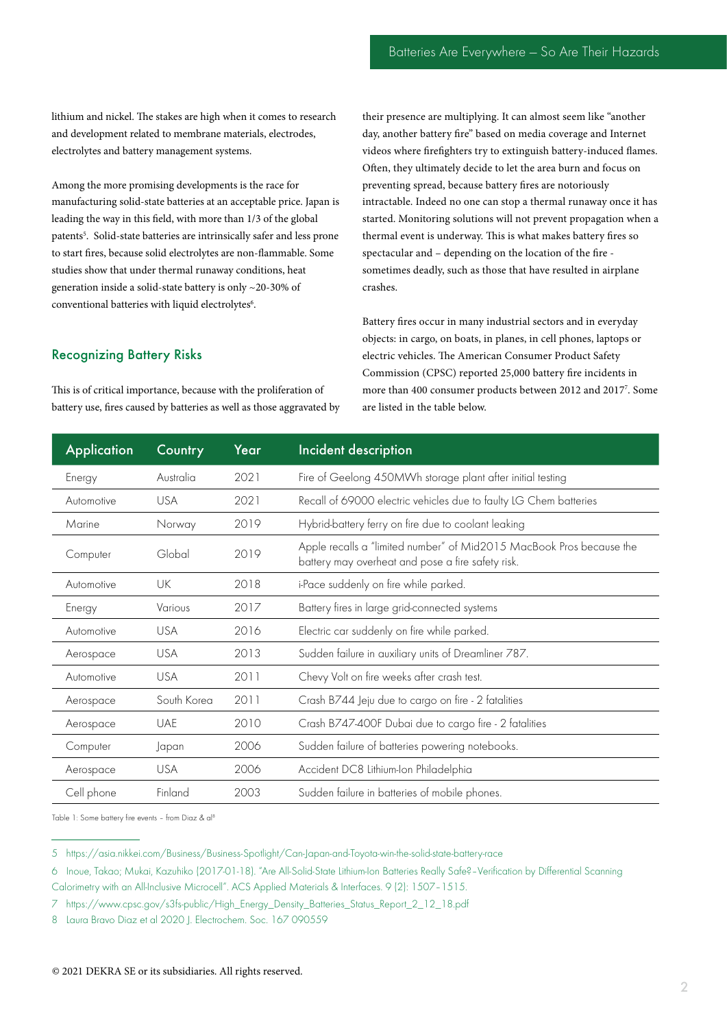lithium and nickel. The stakes are high when it comes to research and development related to membrane materials, electrodes, electrolytes and battery management systems.

Among the more promising developments is the race for manufacturing solid-state batteries at an acceptable price. Japan is leading the way in this field, with more than 1/3 of the global patents[5]. Solid-state batteries are intrinsically safer and less prone to start fires, because solid electrolytes are non-flammable. Some studies show that under thermal runaway conditions, heat generation inside a solid-state battery is only ~20-30% of conventional batteries with liquid electrolytes[6].

## Recognizing Battery Risks

This is of critical importance, because with the proliferation of battery use, fires caused by batteries as well as those aggravated by their presence are multiplying. It can almost seem like "another day, another battery fire" based on media coverage and Internet videos where firefighters try to extinguish battery-induced flames. Often, they ultimately decide to let the area burn and focus on preventing spread, because battery fires are notoriously intractable. Indeed no one can stop a thermal runaway once it has started. Monitoring solutions will not prevent propagation when a thermal event is underway. This is what makes battery fires so spectacular and – depending on the location of the fire - sometimes deadly, such as those that have resulted in airplane crashes.

Battery fires occur in many industrial sectors and in everyday objects: in cargo, on boats, in planes, in cell phones, laptops or electric vehicles. The American Consumer Product Safety Commission (CPSC) reported 25,000 battery fire incidents in more than 400 consumer products between 2012 and 2017[7]. Some are listed in the table below.

| Application | Country | Year | Incident description |
|---|---|---|---|
| Energy | Australia | 2021 | Fire of Geelong 450MWh storage plant after initial testing |
| Automotive | USA | 2021 | Recall of 69000 electric vehicles due to faulty LG Chem batteries |
| Marine | Norway | 2019 | Hybrid-battery ferry on fire due to coolant leaking |
| Computer | Global | 2019 | Apple recalls a "limited number" of Mid2015 MacBook Pros because the battery may overheat and pose a fire safety risk. |
| Automotive | UK | 2018 | i-Pace suddenly on fire while parked. |
| Energy | Various | 2017 | Battery fires in large grid-connected systems |
| Automotive | USA | 2016 | Electric car suddenly on fire while parked. |
| Aerospace | USA | 2013 | Sudden failure in auxiliary units of Dreamliner 787. |
| Automotive | USA | 2011 | Chevy Volt on fire weeks after crash test. |
| Aerospace | South Korea | 2011 | Crash B744 Jeju due to cargo on fire - 2 fatalities |
| Aerospace | UAE | 2010 | Crash B747-400F Dubai due to cargo fire - 2 fatalities |
| Computer | Japan | 2006 | Sudden failure of batteries powering notebooks. |
| Aerospace | USA | 2006 | Accident DC8 Lithium-Ion Philadelphia |
| Cell phone | Finland | 2003 | Sudden failure in batteries of mobile phones. |

Table 1: Some battery fire events – from Diaz & al[8]

---

5 https://asia.nikkei.com/Business/Business-Spotlight/Can-Japan-and-Toyota-win-the-solid-state-battery-race

6 Inoue, Takao; Mukai, Kazuhiko (2017-01-18). "Are All-Solid-State Lithium-Ion Batteries Really Safe?–Verification by Differential Scanning Calorimetry with an All-Inclusive Microcell". ACS Applied Materials & Interfaces. 9 (2): 1507–1515.

7 https://www.cpsc.gov/s3fs-public/High_Energy_Density_Batteries_Status_Report_2_12_18.pdf

8 Laura Bravo Diaz et al 2020 J. Electrochem. Soc. 167 090559

© 2021 DEKRA SE or its subsidiaries. All rights reserved.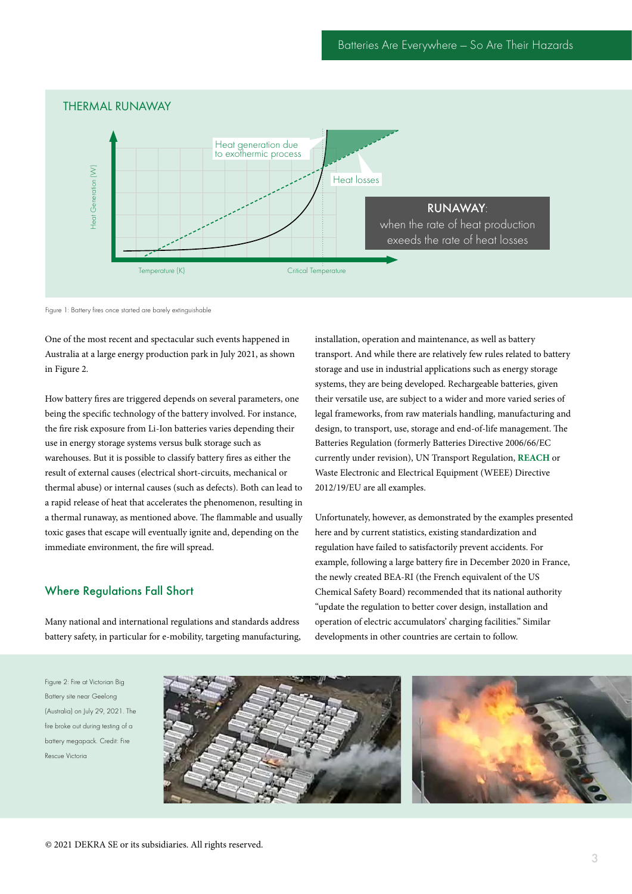## THERMAL RUNAWAY

Heat generation due to exothermic process

Heat losses

**RUNAWAY**: when the rate of heat production exeeds the rate of heat losses

Heat Generation (W)

Temperature (K)

Critical Temperature

Figure 1: Battery fires once started are barely extinguishable

One of the most recent and spectacular such events happened in Australia at a large energy production park in July 2021, as shown in Figure 2.

How battery fires are triggered depends on several parameters, one being the specific technology of the battery involved. For instance, the fire risk exposure from Li-Ion batteries varies depending their use in energy storage systems versus bulk storage such as warehouses. But it is possible to classify battery fires as either the result of external causes (electrical short-circuits, mechanical or thermal abuse) or internal causes (such as defects). Both can lead to a rapid release of heat that accelerates the phenomenon, resulting in a thermal runaway, as mentioned above. The flammable and usually toxic gases that escape will eventually ignite and, depending on the immediate environment, the fire will spread.

## Where Regulations Fall Short

Many national and international regulations and standards address battery safety, in particular for e-mobility, targeting manufacturing, installation, operation and maintenance, as well as battery transport. And while there are relatively few rules related to battery storage and use in industrial applications such as energy storage systems, they are being developed. Rechargeable batteries, given their versatile use, are subject to a wider and more varied series of legal frameworks, from raw materials handling, manufacturing and design, to transport, use, storage and end-of-life management. The Batteries Regulation (formerly Batteries Directive 2006/66/EC currently under revision), UN Transport Regulation, **REACH** or Waste Electronic and Electrical Equipment (WEEE) Directive 2012/19/EU are all examples.

Unfortunately, however, as demonstrated by the examples presented here and by current statistics, existing standardization and regulation have failed to satisfactorily prevent accidents. For example, following a large battery fire in December 2020 in France, the newly created BEA-RI (the French equivalent of the US Chemical Safety Board) recommended that its national authority "update the regulation to better cover design, installation and operation of electric accumulators' charging facilities." Similar developments in other countries are certain to follow.

Figure 2: Fire at Victorian Big Battery site near Geelong (Australia) on July 29, 2021. The fire broke out during testing of a battery megapack. Credit: Fire Rescue Victoria

© 2021 DEKRA SE or its subsidiaries. All rights reserved.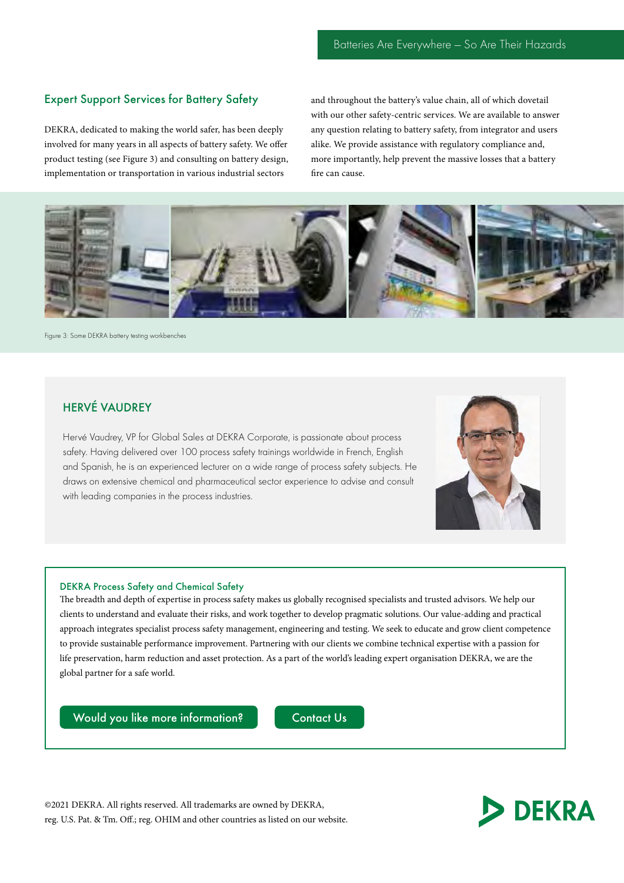## Expert Support Services for Battery Safety

DEKRA, dedicated to making the world safer, has been deeply involved for many years in all aspects of battery safety. We offer product testing (see Figure 3) and consulting on battery design, implementation or transportation in various industrial sectors and throughout the battery's value chain, all of which dovetail with our other safety-centric services. We are available to answer any question relating to battery safety, from integrator and users alike. We provide assistance with regulatory compliance and, more importantly, help prevent the massive losses that a battery fire can cause.

Figure 3: Some DEKRA battery testing workbenches

## HERVÉ VAUDREY

Hervé Vaudrey, VP for Global Sales at DEKRA Corporate, is passionate about process safety. Having delivered over 100 process safety trainings worldwide in French, English and Spanish, he is an experienced lecturer on a wide range of process safety subjects. He draws on extensive chemical and pharmaceutical sector experience to advise and consult with leading companies in the process industries.

### DEKRA Process Safety and Chemical Safety

The breadth and depth of expertise in process safety makes us globally recognised specialists and trusted advisors. We help our clients to understand and evaluate their risks, and work together to develop pragmatic solutions. Our value-adding and practical approach integrates specialist process safety management, engineering and testing. We seek to educate and grow client competence to provide sustainable performance improvement. Partnering with our clients we combine technical expertise with a passion for life preservation, harm reduction and asset protection. As a part of the world's leading expert organisation DEKRA, we are the global partner for a safe world.

Would you like more information? | Contact Us

©2021 DEKRA. All rights reserved. All trademarks are owned by DEKRA, reg. U.S. Pat. & Tm. Off.; reg. OHIM and other countries as listed on our website.

DEKRA